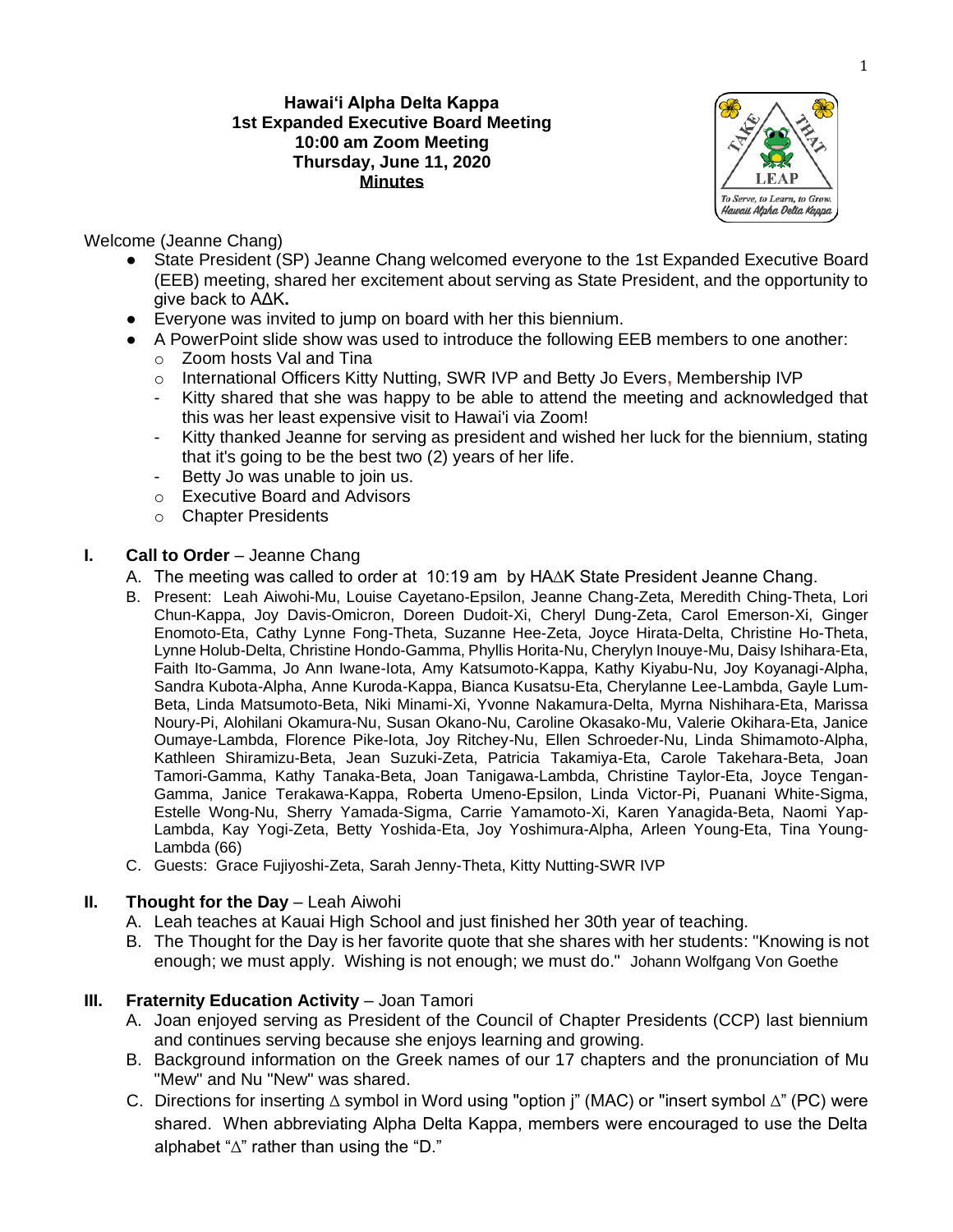**Hawai'i Alpha Delta Kappa**
**1st Expanded Executive Board Meeting**
**10:00 am Zoom Meeting**
**Thursday, June 11, 2020**
**Minutes**

Welcome (Jeanne Chang)

- State President (SP) Jeanne Chang welcomed everyone to the 1st Expanded Executive Board (EEB) meeting, shared her excitement about serving as State President, and the opportunity to give back to AΔK**.**
- Everyone was invited to jump on board with her this biennium.
- A PowerPoint slide show was used to introduce the following EEB members to one another:
  - Zoom hosts Val and Tina
  - International Officers Kitty Nutting, SWR IVP and Betty Jo Evers, Membership IVP
  - Kitty shared that she was happy to be able to attend the meeting and acknowledged that this was her least expensive visit to Hawai'i via Zoom!
  - Kitty thanked Jeanne for serving as president and wished her luck for the biennium, stating that it's going to be the best two (2) years of her life.
  - Betty Jo was unable to join us.
  - Executive Board and Advisors
  - Chapter Presidents

## I. Call to Order – Jeanne Chang

A. The meeting was called to order at 10:19 am by HAΔK State President Jeanne Chang.

B. Present: Leah Aiwohi-Mu, Louise Cayetano-Epsilon, Jeanne Chang-Zeta, Meredith Ching-Theta, Lori Chun-Kappa, Joy Davis-Omicron, Doreen Dudoit-Xi, Cheryl Dung-Zeta, Carol Emerson-Xi, Ginger Enomoto-Eta, Cathy Lynne Fong-Theta, Suzanne Hee-Zeta, Joyce Hirata-Delta, Christine Ho-Theta, Lynne Holub-Delta, Christine Hondo-Gamma, Phyllis Horita-Nu, Cherylyn Inouye-Mu, Daisy Ishihara-Eta, Faith Ito-Gamma, Jo Ann Iwane-Iota, Amy Katsumoto-Kappa, Kathy Kiyabu-Nu, Joy Koyanagi-Alpha, Sandra Kubota-Alpha, Anne Kuroda-Kappa, Bianca Kusatsu-Eta, Cherylanne Lee-Lambda, Gayle Lum-Beta, Linda Matsumoto-Beta, Niki Minami-Xi, Yvonne Nakamura-Delta, Myrna Nishihara-Eta, Marissa Noury-Pi, Alohilani Okamura-Nu, Susan Okano-Nu, Caroline Okasako-Mu, Valerie Okihara-Eta, Janice Oumaye-Lambda, Florence Pike-Iota, Joy Ritchey-Nu, Ellen Schroeder-Nu, Linda Shimamoto-Alpha, Kathleen Shiramizu-Beta, Jean Suzuki-Zeta, Patricia Takamiya-Eta, Carole Takehara-Beta, Joan Tamori-Gamma, Kathy Tanaka-Beta, Joan Tanigawa-Lambda, Christine Taylor-Eta, Joyce Tengan-Gamma, Janice Terakawa-Kappa, Roberta Umeno-Epsilon, Linda Victor-Pi, Puanani White-Sigma, Estelle Wong-Nu, Sherry Yamada-Sigma, Carrie Yamamoto-Xi, Karen Yanagida-Beta, Naomi Yap-Lambda, Kay Yogi-Zeta, Betty Yoshida-Eta, Joy Yoshimura-Alpha, Arleen Young-Eta, Tina Young-Lambda (66)

C. Guests: Grace Fujiyoshi-Zeta, Sarah Jenny-Theta, Kitty Nutting-SWR IVP

## II. Thought for the Day – Leah Aiwohi

A. Leah teaches at Kauai High School and just finished her 30th year of teaching.

B. The Thought for the Day is her favorite quote that she shares with her students: "Knowing is not enough; we must apply. Wishing is not enough; we must do." Johann Wolfgang Von Goethe

## III. Fraternity Education Activity – Joan Tamori

A. Joan enjoyed serving as President of the Council of Chapter Presidents (CCP) last biennium and continues serving because she enjoys learning and growing.

B. Background information on the Greek names of our 17 chapters and the pronunciation of Mu "Mew" and Nu "New" was shared.

C. Directions for inserting ∆ symbol in Word using "option j" (MAC) or "insert symbol ∆" (PC) were shared. When abbreviating Alpha Delta Kappa, members were encouraged to use the Delta alphabet "∆" rather than using the "D."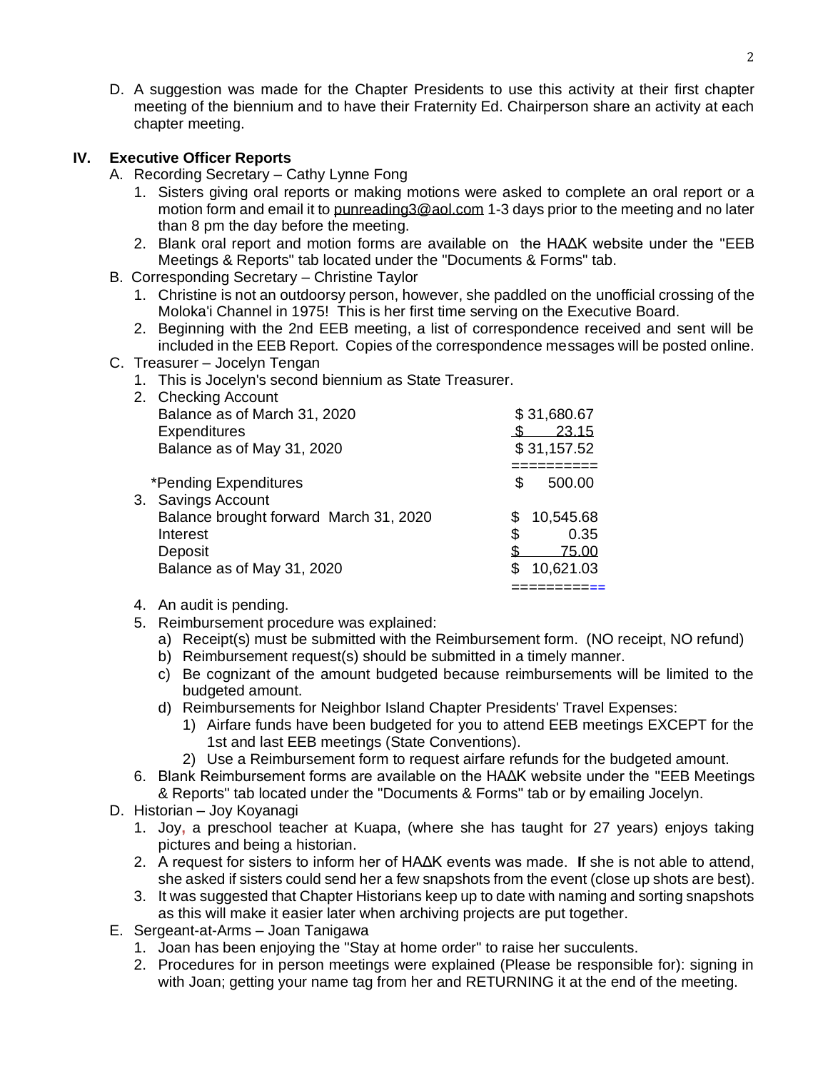D. A suggestion was made for the Chapter Presidents to use this activity at their first chapter meeting of the biennium and to have their Fraternity Ed. Chairperson share an activity at each chapter meeting.

## IV. Executive Officer Reports

A. Recording Secretary – Cathy Lynne Fong
   1. Sisters giving oral reports or making motions were asked to complete an oral report or a motion form and email it to punreading3@aol.com 1-3 days prior to the meeting and no later than 8 pm the day before the meeting.
   2. Blank oral report and motion forms are available on the HAΔK website under the "EEB Meetings & Reports" tab located under the "Documents & Forms" tab.

B. Corresponding Secretary – Christine Taylor
   1. Christine is not an outdoorsy person, however, she paddled on the unofficial crossing of the Moloka'i Channel in 1975! This is her first time serving on the Executive Board.
   2. Beginning with the 2nd EEB meeting, a list of correspondence received and sent will be included in the EEB Report. Copies of the correspondence messages will be posted online.

C. Treasurer – Jocelyn Tengan
   1. This is Jocelyn's second biennium as State Treasurer.
   2. Checking Account

| | |
|---|---|
| Balance as of March 31, 2020 | $ 31,680.67 |
| Expenditures | $ 23.15 |
| Balance as of May 31, 2020 | $ 31,157.52 |
| *Pending Expenditures | $ 500.00 |

   3. Savings Account

| | |
|---|---|
| Balance brought forward March 31, 2020 | $ 10,545.68 |
| Interest | $ 0.35 |
| Deposit | $ 75.00 |
| Balance as of May 31, 2020 | $ 10,621.03 |

   4. An audit is pending.
   5. Reimbursement procedure was explained:
      a) Receipt(s) must be submitted with the Reimbursement form. (NO receipt, NO refund)
      b) Reimbursement request(s) should be submitted in a timely manner.
      c) Be cognizant of the amount budgeted because reimbursements will be limited to the budgeted amount.
      d) Reimbursements for Neighbor Island Chapter Presidents' Travel Expenses:
         1) Airfare funds have been budgeted for you to attend EEB meetings EXCEPT for the 1st and last EEB meetings (State Conventions).
         2) Use a Reimbursement form to request airfare refunds for the budgeted amount.
   6. Blank Reimbursement forms are available on the HAΔK website under the "EEB Meetings & Reports" tab located under the "Documents & Forms" tab or by emailing Jocelyn.

D. Historian – Joy Koyanagi
   1. Joy, a preschool teacher at Kuapa, (where she has taught for 27 years) enjoys taking pictures and being a historian.
   2. A request for sisters to inform her of HAΔK events was made. If she is not able to attend, she asked if sisters could send her a few snapshots from the event (close up shots are best).
   3. It was suggested that Chapter Historians keep up to date with naming and sorting snapshots as this will make it easier later when archiving projects are put together.

E. Sergeant-at-Arms – Joan Tanigawa
   1. Joan has been enjoying the "Stay at home order" to raise her succulents.
   2. Procedures for in person meetings were explained (Please be responsible for): signing in with Joan; getting your name tag from her and RETURNING it at the end of the meeting.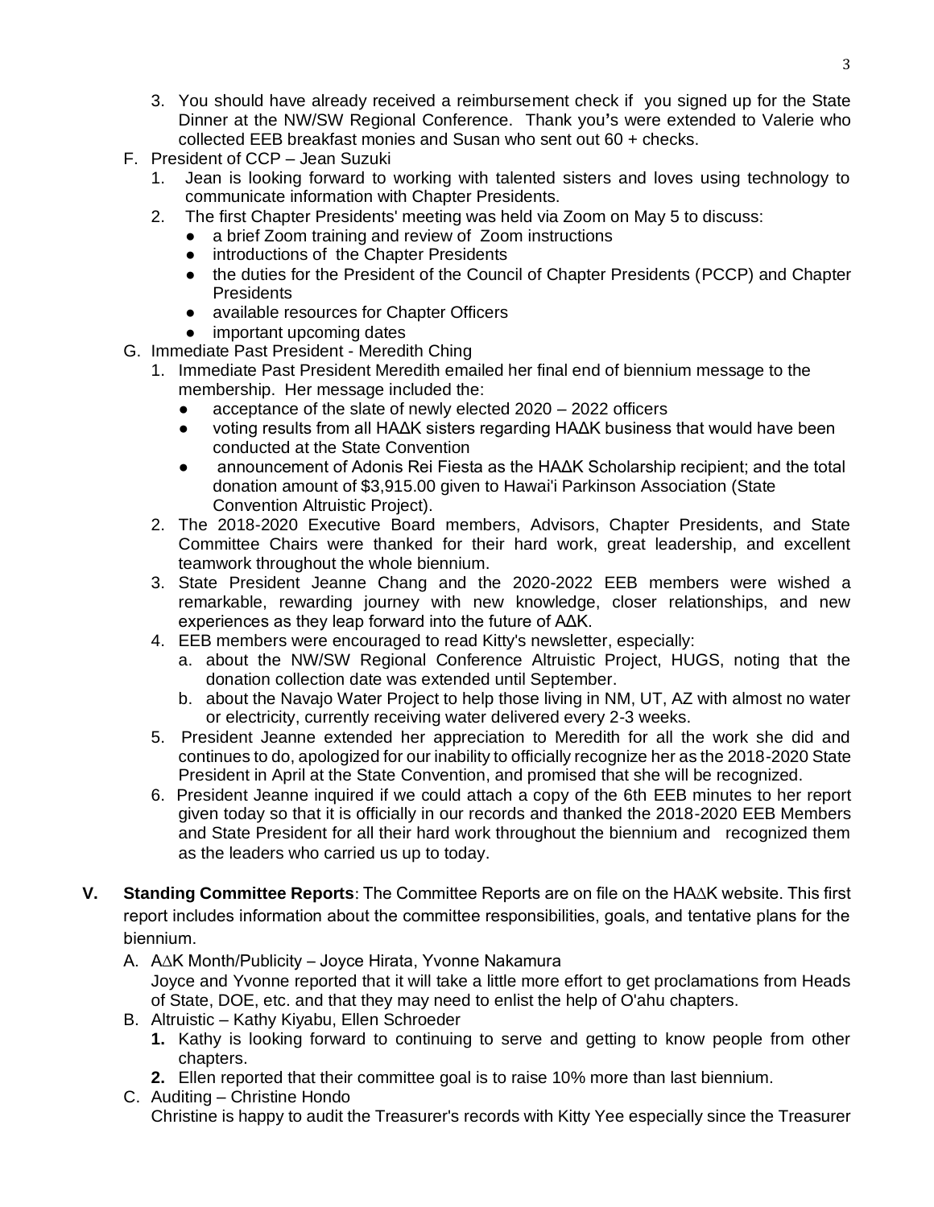3. You should have already received a reimbursement check if you signed up for the State Dinner at the NW/SW Regional Conference. Thank you's were extended to Valerie who collected EEB breakfast monies and Susan who sent out 60 + checks.

F. President of CCP – Jean Suzuki
   1. Jean is looking forward to working with talented sisters and loves using technology to communicate information with Chapter Presidents.
   2. The first Chapter Presidents' meeting was held via Zoom on May 5 to discuss:
      - a brief Zoom training and review of Zoom instructions
      - introductions of the Chapter Presidents
      - the duties for the President of the Council of Chapter Presidents (PCCP) and Chapter Presidents
      - available resources for Chapter Officers
      - important upcoming dates

G. Immediate Past President - Meredith Ching
   1. Immediate Past President Meredith emailed her final end of biennium message to the membership. Her message included the:
      - acceptance of the slate of newly elected 2020 – 2022 officers
      - voting results from all HAΔK sisters regarding HAΔK business that would have been conducted at the State Convention
      - announcement of Adonis Rei Fiesta as the HAΔK Scholarship recipient; and the total donation amount of $3,915.00 given to Hawai'i Parkinson Association (State Convention Altruistic Project).
   2. The 2018-2020 Executive Board members, Advisors, Chapter Presidents, and State Committee Chairs were thanked for their hard work, great leadership, and excellent teamwork throughout the whole biennium.
   3. State President Jeanne Chang and the 2020-2022 EEB members were wished a remarkable, rewarding journey with new knowledge, closer relationships, and new experiences as they leap forward into the future of AΔK.
   4. EEB members were encouraged to read Kitty's newsletter, especially:
      a. about the NW/SW Regional Conference Altruistic Project, HUGS, noting that the donation collection date was extended until September.
      b. about the Navajo Water Project to help those living in NM, UT, AZ with almost no water or electricity, currently receiving water delivered every 2-3 weeks.
   5. President Jeanne extended her appreciation to Meredith for all the work she did and continues to do, apologized for our inability to officially recognize her as the 2018-2020 State President in April at the State Convention, and promised that she will be recognized.
   6. President Jeanne inquired if we could attach a copy of the 6th EEB minutes to her report given today so that it is officially in our records and thanked the 2018-2020 EEB Members and State President for all their hard work throughout the biennium and recognized them as the leaders who carried us up to today.

**V. Standing Committee Reports**: The Committee Reports are on file on the HAΔK website. This first report includes information about the committee responsibilities, goals, and tentative plans for the biennium.

A. AΔK Month/Publicity – Joyce Hirata, Yvonne Nakamura
   Joyce and Yvonne reported that it will take a little more effort to get proclamations from Heads of State, DOE, etc. and that they may need to enlist the help of O'ahu chapters.

B. Altruistic – Kathy Kiyabu, Ellen Schroeder
   **1.** Kathy is looking forward to continuing to serve and getting to know people from other chapters.
   **2.** Ellen reported that their committee goal is to raise 10% more than last biennium.

C. Auditing – Christine Hondo
   Christine is happy to audit the Treasurer's records with Kitty Yee especially since the Treasurer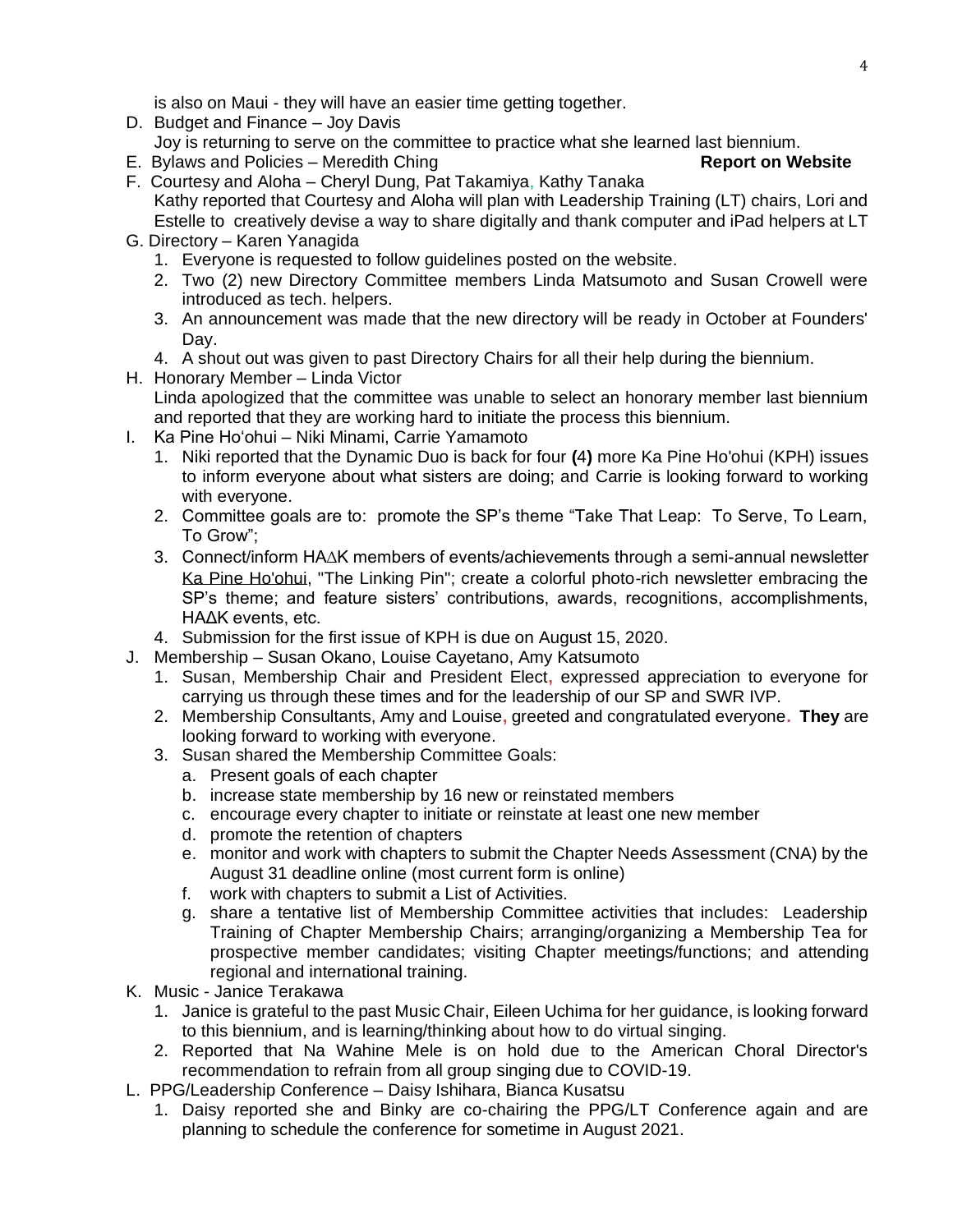is also on Maui - they will have an easier time getting together.

D. Budget and Finance – Joy Davis
   Joy is returning to serve on the committee to practice what she learned last biennium.
E. Bylaws and Policies – Meredith Ching **Report on Website**
F. Courtesy and Aloha – Cheryl Dung, Pat Takamiya, Kathy Tanaka
   Kathy reported that Courtesy and Aloha will plan with Leadership Training (LT) chairs, Lori and Estelle to creatively devise a way to share digitally and thank computer and iPad helpers at LT
G. Directory – Karen Yanagida
   1. Everyone is requested to follow guidelines posted on the website.
   2. Two (2) new Directory Committee members Linda Matsumoto and Susan Crowell were introduced as tech. helpers.
   3. An announcement was made that the new directory will be ready in October at Founders' Day.
   4. A shout out was given to past Directory Chairs for all their help during the biennium.
H. Honorary Member – Linda Victor
   Linda apologized that the committee was unable to select an honorary member last biennium and reported that they are working hard to initiate the process this biennium.
I. Ka Pine Hoʻohui – Niki Minami, Carrie Yamamoto
   1. Niki reported that the Dynamic Duo is back for four **(**4**)** more Ka Pine Ho'ohui (KPH) issues to inform everyone about what sisters are doing; and Carrie is looking forward to working with everyone.
   2. Committee goals are to: promote the SP's theme "Take That Leap: To Serve, To Learn, To Grow";
   3. Connect/inform HAΔK members of events/achievements through a semi-annual newsletter Ka Pine Ho'ohui, "The Linking Pin"; create a colorful photo-rich newsletter embracing the SP's theme; and feature sisters' contributions, awards, recognitions, accomplishments, HAΔK events, etc.
   4. Submission for the first issue of KPH is due on August 15, 2020.
J. Membership – Susan Okano, Louise Cayetano, Amy Katsumoto
   1. Susan, Membership Chair and President Elect, expressed appreciation to everyone for carrying us through these times and for the leadership of our SP and SWR IVP.
   2. Membership Consultants, Amy and Louise, greeted and congratulated everyone. **They** are looking forward to working with everyone.
   3. Susan shared the Membership Committee Goals:
      a. Present goals of each chapter
      b. increase state membership by 16 new or reinstated members
      c. encourage every chapter to initiate or reinstate at least one new member
      d. promote the retention of chapters
      e. monitor and work with chapters to submit the Chapter Needs Assessment (CNA) by the August 31 deadline online (most current form is online)
      f. work with chapters to submit a List of Activities.
      g. share a tentative list of Membership Committee activities that includes: Leadership Training of Chapter Membership Chairs; arranging/organizing a Membership Tea for prospective member candidates; visiting Chapter meetings/functions; and attending regional and international training.
K. Music - Janice Terakawa
   1. Janice is grateful to the past Music Chair, Eileen Uchima for her guidance, is looking forward to this biennium, and is learning/thinking about how to do virtual singing.
   2. Reported that Na Wahine Mele is on hold due to the American Choral Director's recommendation to refrain from all group singing due to COVID-19.
L. PPG/Leadership Conference – Daisy Ishihara, Bianca Kusatsu
   1. Daisy reported she and Binky are co-chairing the PPG/LT Conference again and are planning to schedule the conference for sometime in August 2021.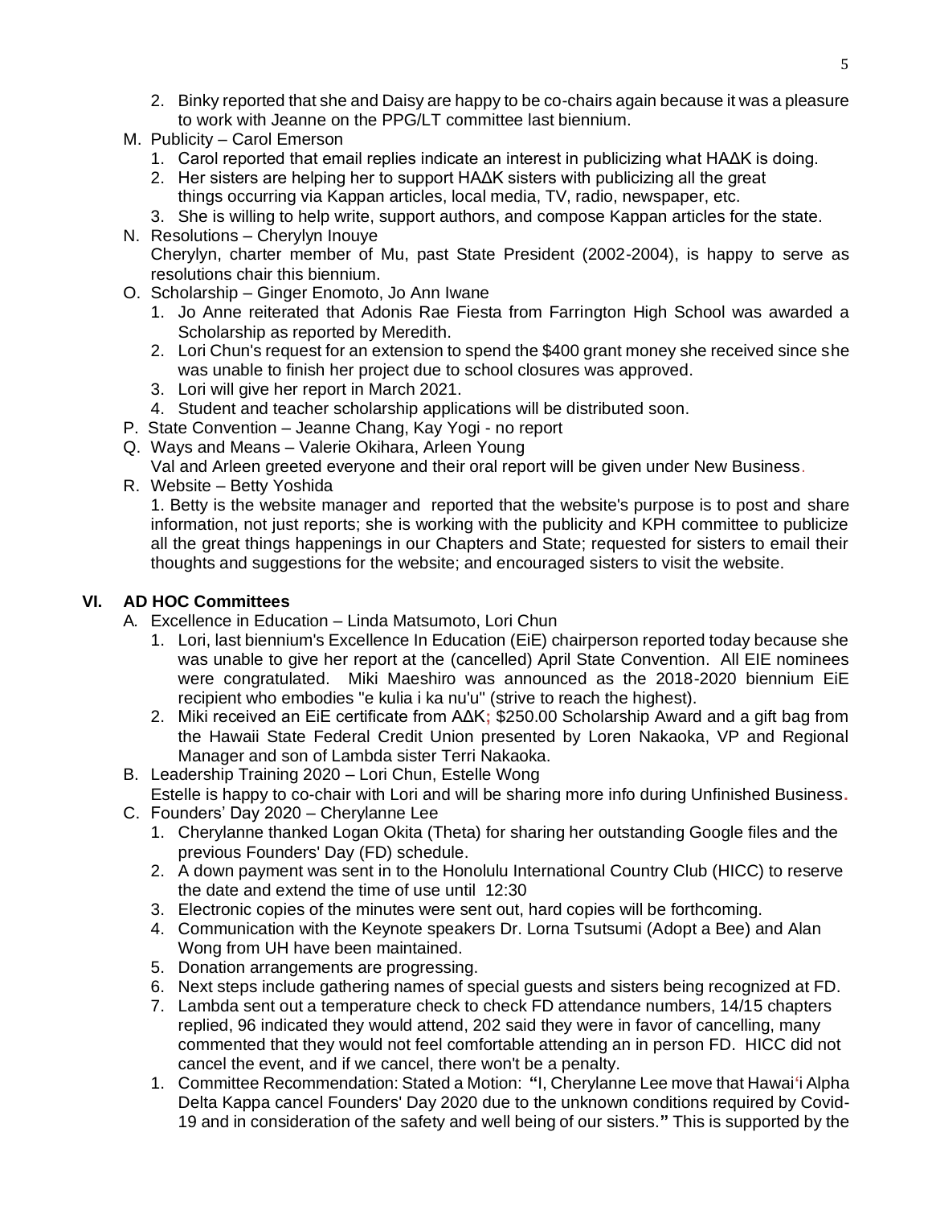2. Binky reported that she and Daisy are happy to be co-chairs again because it was a pleasure to work with Jeanne on the PPG/LT committee last biennium.

M. Publicity – Carol Emerson
   1. Carol reported that email replies indicate an interest in publicizing what HAΔK is doing.
   2. Her sisters are helping her to support HAΔK sisters with publicizing all the great things occurring via Kappan articles, local media, TV, radio, newspaper, etc.
   3. She is willing to help write, support authors, and compose Kappan articles for the state.

N. Resolutions – Cherylyn Inouye
   Cherylyn, charter member of Mu, past State President (2002-2004), is happy to serve as resolutions chair this biennium.

O. Scholarship – Ginger Enomoto, Jo Ann Iwane
   1. Jo Anne reiterated that Adonis Rae Fiesta from Farrington High School was awarded a Scholarship as reported by Meredith.
   2. Lori Chun's request for an extension to spend the $400 grant money she received since she was unable to finish her project due to school closures was approved.
   3. Lori will give her report in March 2021.
   4. Student and teacher scholarship applications will be distributed soon.

P. State Convention – Jeanne Chang, Kay Yogi - no report

Q. Ways and Means – Valerie Okihara, Arleen Young
   Val and Arleen greeted everyone and their oral report will be given under New Business.

R. Website – Betty Yoshida
   1. Betty is the website manager and reported that the website's purpose is to post and share information, not just reports; she is working with the publicity and KPH committee to publicize all the great things happenings in our Chapters and State; requested for sisters to email their thoughts and suggestions for the website; and encouraged sisters to visit the website.

## VI. AD HOC Committees

A. Excellence in Education – Linda Matsumoto, Lori Chun
   1. Lori, last biennium's Excellence In Education (EiE) chairperson reported today because she was unable to give her report at the (cancelled) April State Convention. All EIE nominees were congratulated. Miki Maeshiro was announced as the 2018-2020 biennium EiE recipient who embodies "e kulia i ka nu'u" (strive to reach the highest).
   2. Miki received an EiE certificate from AΔK; $250.00 Scholarship Award and a gift bag from the Hawaii State Federal Credit Union presented by Loren Nakaoka, VP and Regional Manager and son of Lambda sister Terri Nakaoka.

B. Leadership Training 2020 – Lori Chun, Estelle Wong
   Estelle is happy to co-chair with Lori and will be sharing more info during Unfinished Business.

C. Founders' Day 2020 – Cherylanne Lee
   1. Cherylanne thanked Logan Okita (Theta) for sharing her outstanding Google files and the previous Founders' Day (FD) schedule.
   2. A down payment was sent in to the Honolulu International Country Club (HICC) to reserve the date and extend the time of use until 12:30
   3. Electronic copies of the minutes were sent out, hard copies will be forthcoming.
   4. Communication with the Keynote speakers Dr. Lorna Tsutsumi (Adopt a Bee) and Alan Wong from UH have been maintained.
   5. Donation arrangements are progressing.
   6. Next steps include gathering names of special guests and sisters being recognized at FD.
   7. Lambda sent out a temperature check to check FD attendance numbers, 14/15 chapters replied, 96 indicated they would attend, 202 said they were in favor of cancelling, many commented that they would not feel comfortable attending an in person FD. HICC did not cancel the event, and if we cancel, there won't be a penalty.
   1. Committee Recommendation: Stated a Motion: **"**I, Cherylanne Lee move that Hawaiʻi Alpha Delta Kappa cancel Founders' Day 2020 due to the unknown conditions required by Covid-19 and in consideration of the safety and well being of our sisters.**"** This is supported by the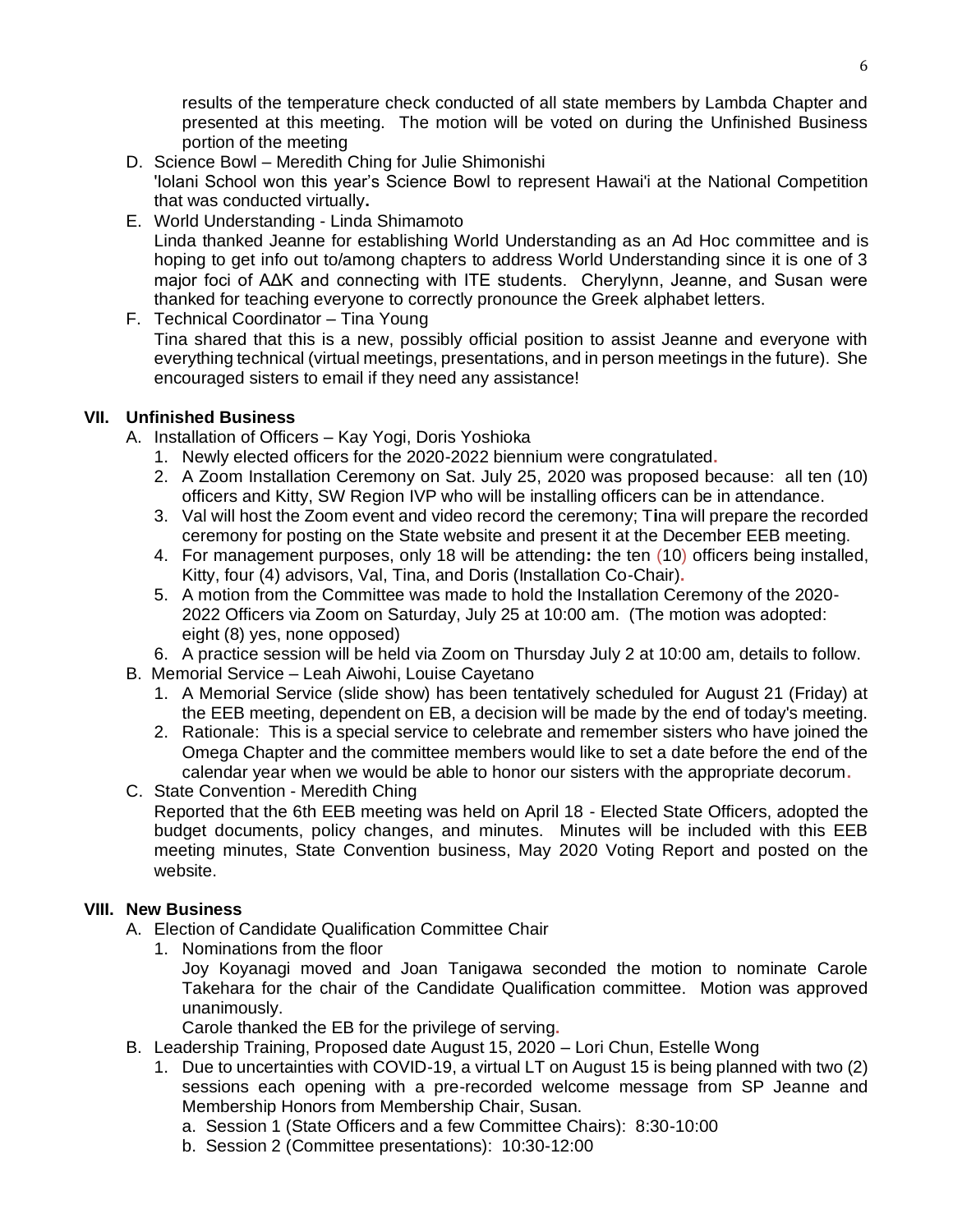results of the temperature check conducted of all state members by Lambda Chapter and presented at this meeting. The motion will be voted on during the Unfinished Business portion of the meeting

D. Science Bowl – Meredith Ching for Julie Shimonishi
'Iolani School won this year's Science Bowl to represent Hawai'i at the National Competition that was conducted virtually.

E. World Understanding - Linda Shimamoto
Linda thanked Jeanne for establishing World Understanding as an Ad Hoc committee and is hoping to get info out to/among chapters to address World Understanding since it is one of 3 major foci of ΑΔΚ and connecting with ITE students. Cherylynn, Jeanne, and Susan were thanked for teaching everyone to correctly pronounce the Greek alphabet letters.

F. Technical Coordinator – Tina Young
Tina shared that this is a new, possibly official position to assist Jeanne and everyone with everything technical (virtual meetings, presentations, and in person meetings in the future). She encouraged sisters to email if they need any assistance!

## VII. Unfinished Business

A. Installation of Officers – Kay Yogi, Doris Yoshioka
1. Newly elected officers for the 2020-2022 biennium were congratulated.
2. A Zoom Installation Ceremony on Sat. July 25, 2020 was proposed because: all ten (10) officers and Kitty, SW Region IVP who will be installing officers can be in attendance.
3. Val will host the Zoom event and video record the ceremony; Tina will prepare the recorded ceremony for posting on the State website and present it at the December EEB meeting.
4. For management purposes, only 18 will be attending: the ten (10) officers being installed, Kitty, four (4) advisors, Val, Tina, and Doris (Installation Co-Chair).
5. A motion from the Committee was made to hold the Installation Ceremony of the 2020-2022 Officers via Zoom on Saturday, July 25 at 10:00 am. (The motion was adopted: eight (8) yes, none opposed)
6. A practice session will be held via Zoom on Thursday July 2 at 10:00 am, details to follow.

B. Memorial Service – Leah Aiwohi, Louise Cayetano
1. A Memorial Service (slide show) has been tentatively scheduled for August 21 (Friday) at the EEB meeting, dependent on EB, a decision will be made by the end of today's meeting.
2. Rationale: This is a special service to celebrate and remember sisters who have joined the Omega Chapter and the committee members would like to set a date before the end of the calendar year when we would be able to honor our sisters with the appropriate decorum.

C. State Convention - Meredith Ching
Reported that the 6th EEB meeting was held on April 18 - Elected State Officers, adopted the budget documents, policy changes, and minutes. Minutes will be included with this EEB meeting minutes, State Convention business, May 2020 Voting Report and posted on the website.

## VIII. New Business

A. Election of Candidate Qualification Committee Chair
1. Nominations from the floor
Joy Koyanagi moved and Joan Tanigawa seconded the motion to nominate Carole Takehara for the chair of the Candidate Qualification committee. Motion was approved unanimously.
Carole thanked the EB for the privilege of serving.

B. Leadership Training, Proposed date August 15, 2020 – Lori Chun, Estelle Wong
1. Due to uncertainties with COVID-19, a virtual LT on August 15 is being planned with two (2) sessions each opening with a pre-recorded welcome message from SP Jeanne and Membership Honors from Membership Chair, Susan.
   a. Session 1 (State Officers and a few Committee Chairs): 8:30-10:00
   b. Session 2 (Committee presentations): 10:30-12:00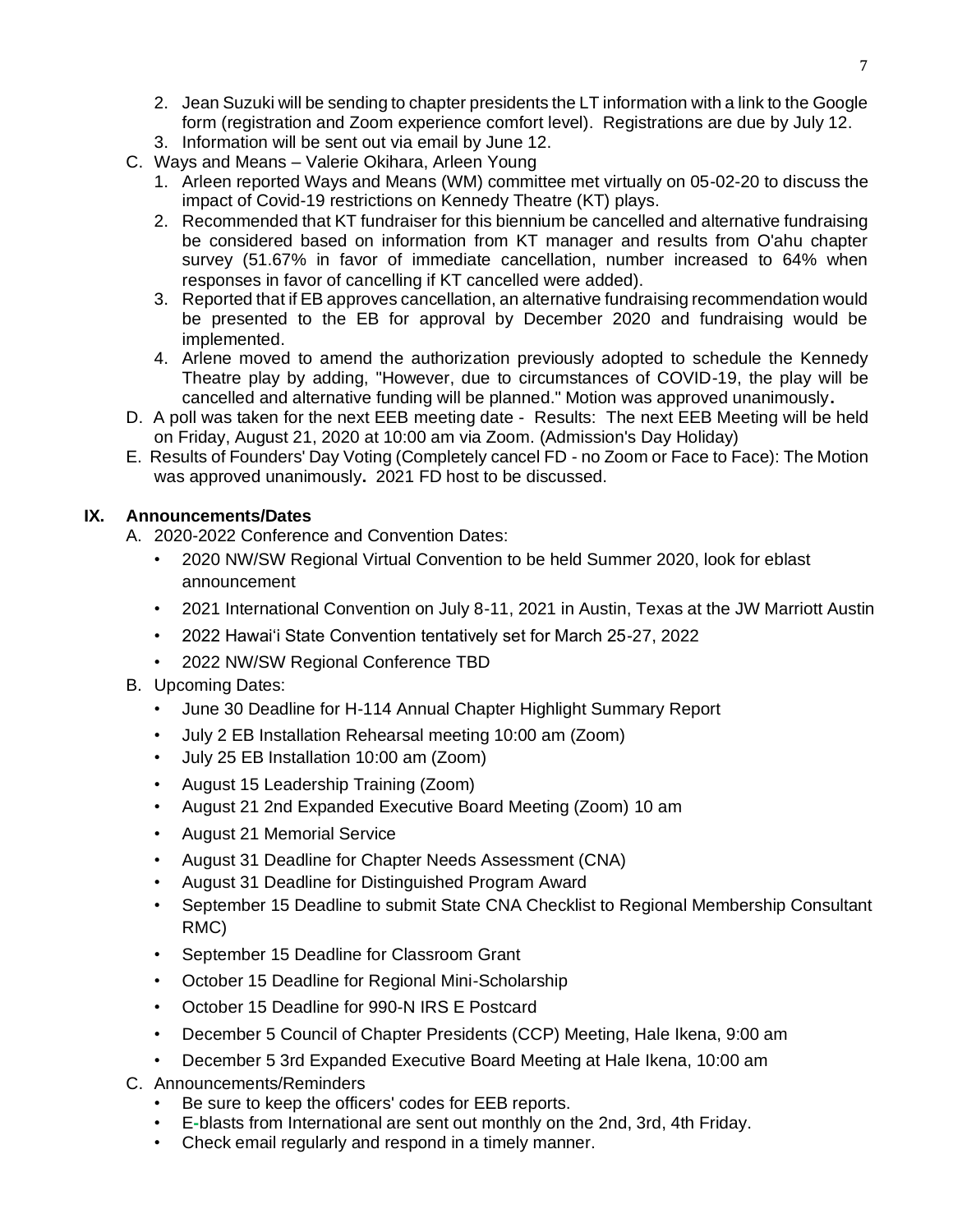2. Jean Suzuki will be sending to chapter presidents the LT information with a link to the Google form (registration and Zoom experience comfort level). Registrations are due by July 12.
3. Information will be sent out via email by June 12.

C. Ways and Means – Valerie Okihara, Arleen Young

1. Arleen reported Ways and Means (WM) committee met virtually on 05-02-20 to discuss the impact of Covid-19 restrictions on Kennedy Theatre (KT) plays.
2. Recommended that KT fundraiser for this biennium be cancelled and alternative fundraising be considered based on information from KT manager and results from O'ahu chapter survey (51.67% in favor of immediate cancellation, number increased to 64% when responses in favor of cancelling if KT cancelled were added).
3. Reported that if EB approves cancellation, an alternative fundraising recommendation would be presented to the EB for approval by December 2020 and fundraising would be implemented.
4. Arlene moved to amend the authorization previously adopted to schedule the Kennedy Theatre play by adding, "However, due to circumstances of COVID-19, the play will be cancelled and alternative funding will be planned." Motion was approved unanimously**.**

D. A poll was taken for the next EEB meeting date - Results: The next EEB Meeting will be held on Friday, August 21, 2020 at 10:00 am via Zoom. (Admission's Day Holiday)

E. Results of Founders' Day Voting (Completely cancel FD - no Zoom or Face to Face): The Motion was approved unanimously**.** 2021 FD host to be discussed.

## IX. Announcements/Dates

A. 2020-2022 Conference and Convention Dates:

- 2020 NW/SW Regional Virtual Convention to be held Summer 2020, look for eblast announcement
- 2021 International Convention on July 8-11, 2021 in Austin, Texas at the JW Marriott Austin
- 2022 Hawai'i State Convention tentatively set for March 25-27, 2022
- 2022 NW/SW Regional Conference TBD

B. Upcoming Dates:

- June 30 Deadline for H-114 Annual Chapter Highlight Summary Report
- July 2 EB Installation Rehearsal meeting 10:00 am (Zoom)
- July 25 EB Installation 10:00 am (Zoom)
- August 15 Leadership Training (Zoom)
- August 21 2nd Expanded Executive Board Meeting (Zoom) 10 am
- August 21 Memorial Service
- August 31 Deadline for Chapter Needs Assessment (CNA)
- August 31 Deadline for Distinguished Program Award
- September 15 Deadline to submit State CNA Checklist to Regional Membership Consultant RMC)
- September 15 Deadline for Classroom Grant
- October 15 Deadline for Regional Mini-Scholarship
- October 15 Deadline for 990-N IRS E Postcard
- December 5 Council of Chapter Presidents (CCP) Meeting, Hale Ikena, 9:00 am
- December 5 3rd Expanded Executive Board Meeting at Hale Ikena, 10:00 am

C. Announcements/Reminders

- Be sure to keep the officers' codes for EEB reports.
- E-blasts from International are sent out monthly on the 2nd, 3rd, 4th Friday.
- Check email regularly and respond in a timely manner.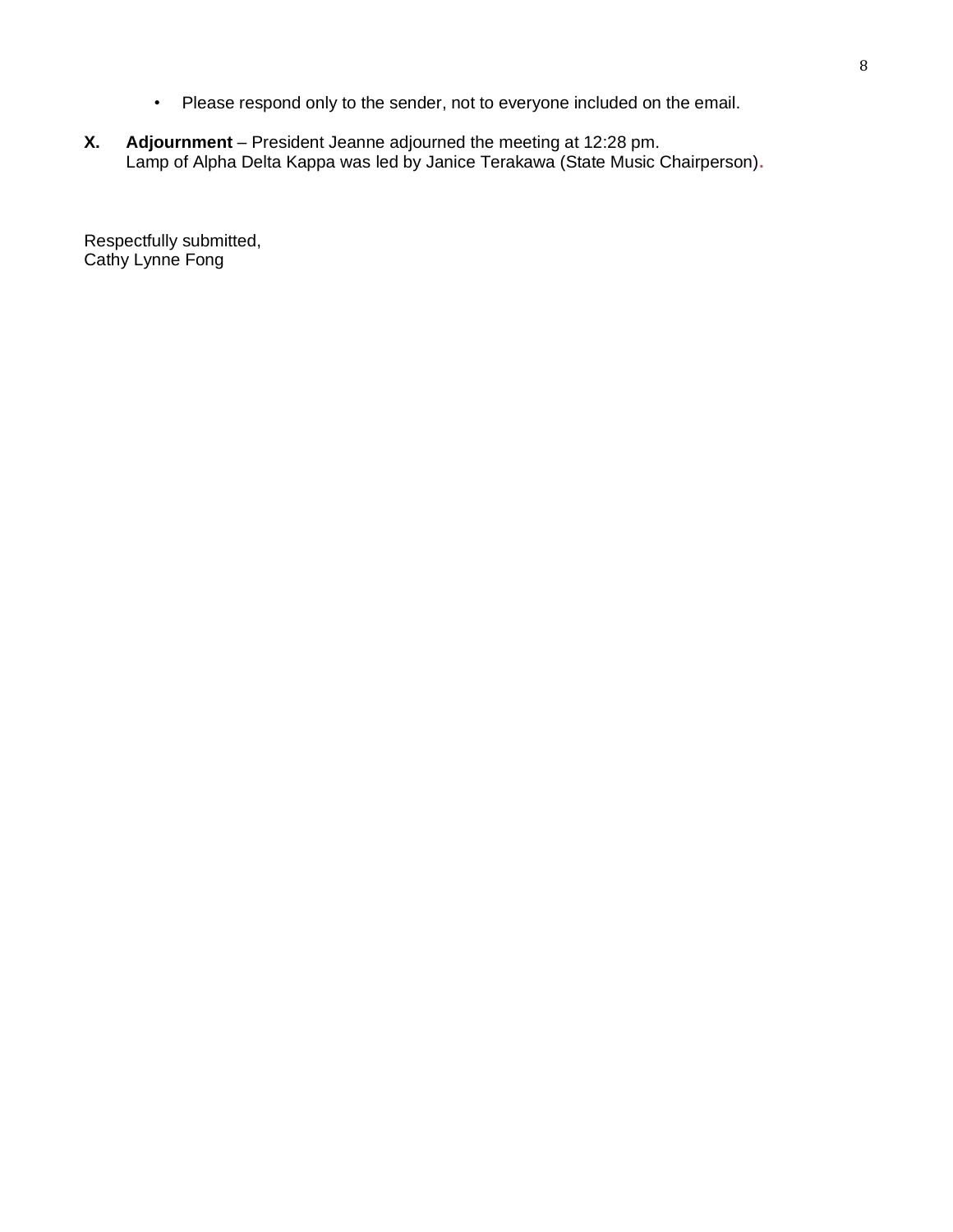- Please respond only to the sender, not to everyone included on the email.

**X. Adjournment** – President Jeanne adjourned the meeting at 12:28 pm.
Lamp of Alpha Delta Kappa was led by Janice Terakawa (State Music Chairperson).

Respectfully submitted,
Cathy Lynne Fong